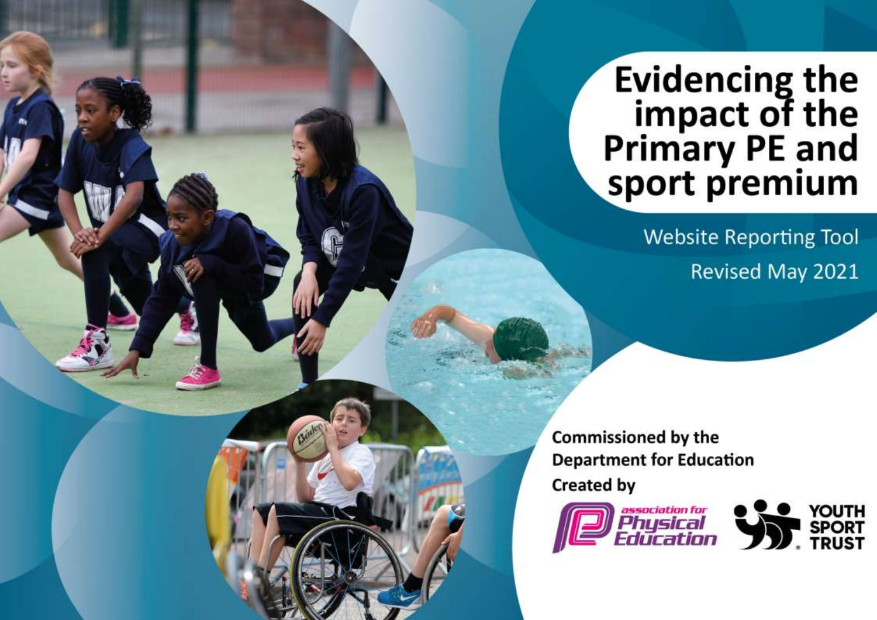# Evidencing the impact of the Primary PE and sport premium

Website Reporting Tool

Revised May 2021

Commissioned by the Department for Education

Created by

association for Physical Education

YOUTH SPORT TRUST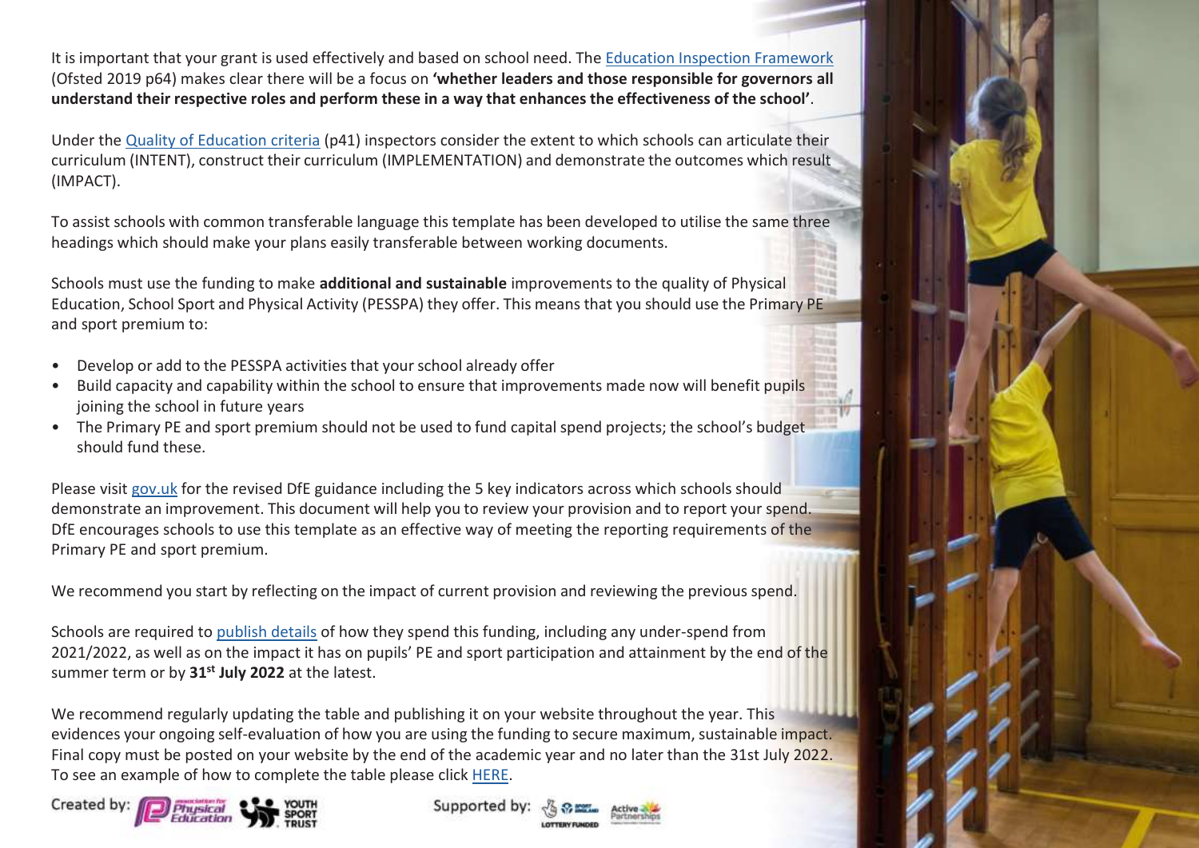It is important that your grant is used effectively and based on school need. The [Education Inspection Framework](#) (Ofsted 2019 p64) makes clear there will be a focus on **'whether leaders and those responsible for governors all understand their respective roles and perform these in a way that enhances the effectiveness of the school'**.

Under the [Quality of Education criteria](#) (p41) inspectors consider the extent to which schools can articulate their curriculum (INTENT), construct their curriculum (IMPLEMENTATION) and demonstrate the outcomes which result (IMPACT).

To assist schools with common transferable language this template has been developed to utilise the same three headings which should make your plans easily transferable between working documents.

Schools must use the funding to make **additional and sustainable** improvements to the quality of Physical Education, School Sport and Physical Activity (PESSPA) they offer. This means that you should use the Primary PE and sport premium to:

- Develop or add to the PESSPA activities that your school already offer
- Build capacity and capability within the school to ensure that improvements made now will benefit pupils joining the school in future years
- The Primary PE and sport premium should not be used to fund capital spend projects; the school's budget should fund these.

Please visit [gov.uk](#) for the revised DfE guidance including the 5 key indicators across which schools should demonstrate an improvement. This document will help you to review your provision and to report your spend. DfE encourages schools to use this template as an effective way of meeting the reporting requirements of the Primary PE and sport premium.

We recommend you start by reflecting on the impact of current provision and reviewing the previous spend.

Schools are required to [publish details](#) of how they spend this funding, including any under-spend from 2021/2022, as well as on the impact it has on pupils' PE and sport participation and attainment by the end of the summer term or by **31st July 2022** at the latest.

We recommend regularly updating the table and publishing it on your website throughout the year. This evidences your ongoing self-evaluation of how you are using the funding to secure maximum, sustainable impact. Final copy must be posted on your website by the end of the academic year and no later than the 31st July 2022. To see an example of how to complete the table please click [HERE](#).

Created by: Association for Physical Education, Youth Sport Trust

Supported by: Sport England (Lottery Funded), Active Partnerships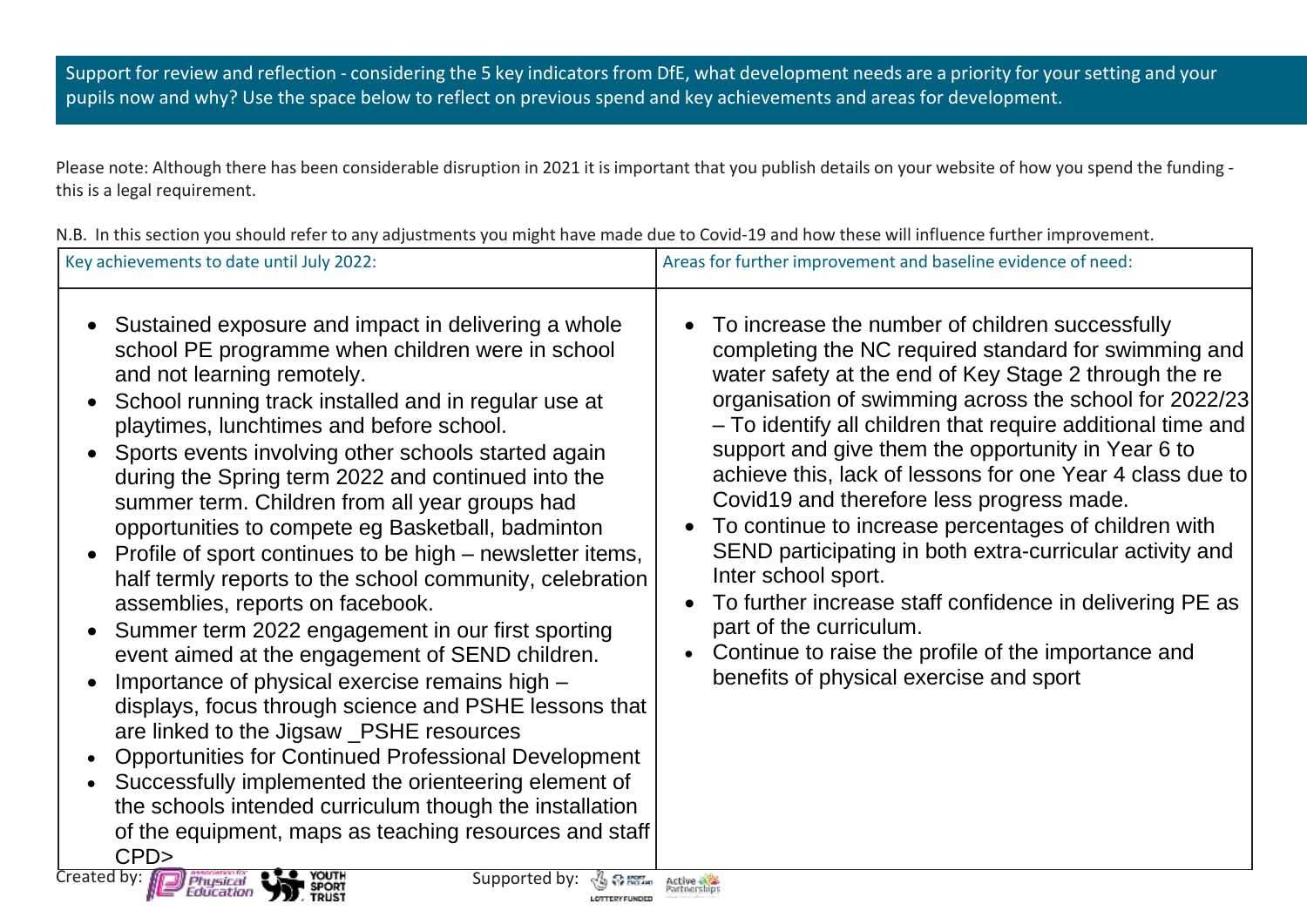Support for review and reflection - considering the 5 key indicators from DfE, what development needs are a priority for your setting and your pupils now and why? Use the space below to reflect on previous spend and key achievements and areas for development.

Please note: Although there has been considerable disruption in 2021 it is important that you publish details on your website of how you spend the funding - this is a legal requirement.

N.B. In this section you should refer to any adjustments you might have made due to Covid-19 and how these will influence further improvement.

| Key achievements to date until July 2022: | Areas for further improvement and baseline evidence of need: |
|---|---|
| • Sustained exposure and impact in delivering a whole school PE programme when children were in school and not learning remotely.<br>• School running track installed and in regular use at playtimes, lunchtimes and before school.<br>• Sports events involving other schools started again during the Spring term 2022 and continued into the summer term. Children from all year groups had opportunities to compete eg Basketball, badminton<br>• Profile of sport continues to be high – newsletter items, half termly reports to the school community, celebration assemblies, reports on facebook.<br>• Summer term 2022 engagement in our first sporting event aimed at the engagement of SEND children.<br>• Importance of physical exercise remains high – displays, focus through science and PSHE lessons that are linked to the Jigsaw _PSHE resources<br>• Opportunities for Continued Professional Development<br>• Successfully implemented the orienteering element of the schools intended curriculum though the installation of the equipment, maps as teaching resources and staff CPD> | • To increase the number of children successfully completing the NC required standard for swimming and water safety at the end of Key Stage 2 through the re organisation of swimming across the school for 2022/23 – To identify all children that require additional time and support and give them the opportunity in Year 6 to achieve this, lack of lessons for one Year 4 class due to Covid19 and therefore less progress made.<br>• To continue to increase percentages of children with SEND participating in both extra-curricular activity and Inter school sport.<br>• To further increase staff confidence in delivering PE as part of the curriculum.<br>• Continue to raise the profile of the importance and benefits of physical exercise and sport |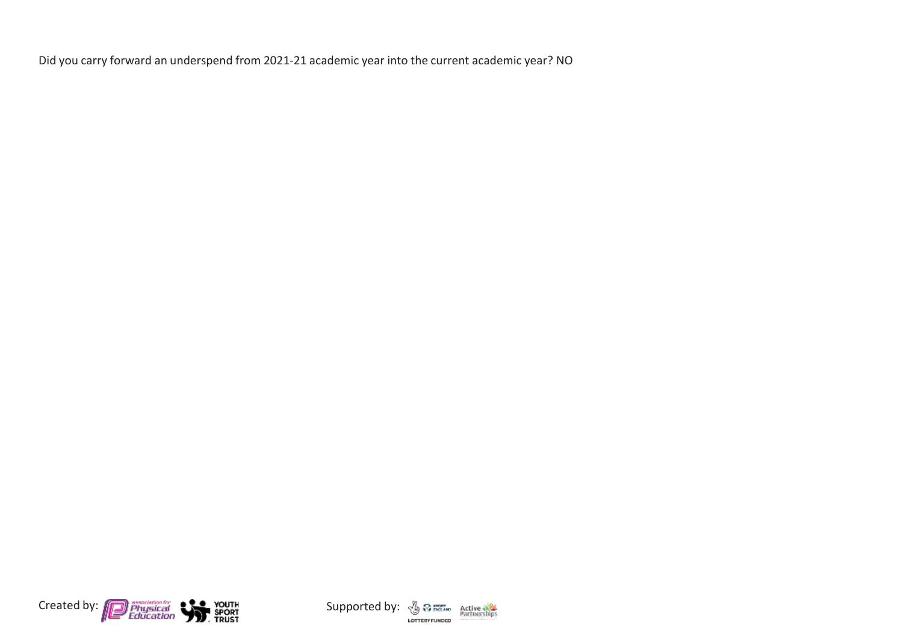Did you carry forward an underspend from 2021-21 academic year into the current academic year? NO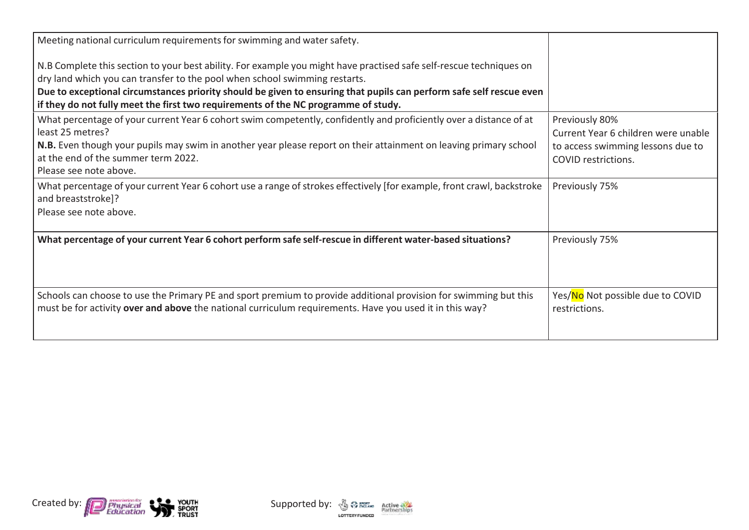| | |
|---|---|
| Meeting national curriculum requirements for swimming and water safety.<br><br>N.B Complete this section to your best ability. For example you might have practised safe self-rescue techniques on dry land which you can transfer to the pool when school swimming restarts.<br>**Due to exceptional circumstances priority should be given to ensuring that pupils can perform safe self rescue even if they do not fully meet the first two requirements of the NC programme of study.** | |
| What percentage of your current Year 6 cohort swim competently, confidently and proficiently over a distance of at least 25 metres?<br>**N.B.** Even though your pupils may swim in another year please report on their attainment on leaving primary school at the end of the summer term 2022.<br>Please see note above. | Previously 80%<br>Current Year 6 children were unable to access swimming lessons due to COVID restrictions. |
| What percentage of your current Year 6 cohort use a range of strokes effectively [for example, front crawl, backstroke and breaststroke]?<br>Please see note above. | Previously 75% |
| **What percentage of your current Year 6 cohort perform safe self-rescue in different water-based situations?** | Previously 75% |
| Schools can choose to use the Primary PE and sport premium to provide additional provision for swimming but this must be for activity **over and above** the national curriculum requirements. Have you used it in this way? | Yes/No Not possible due to COVID restrictions. |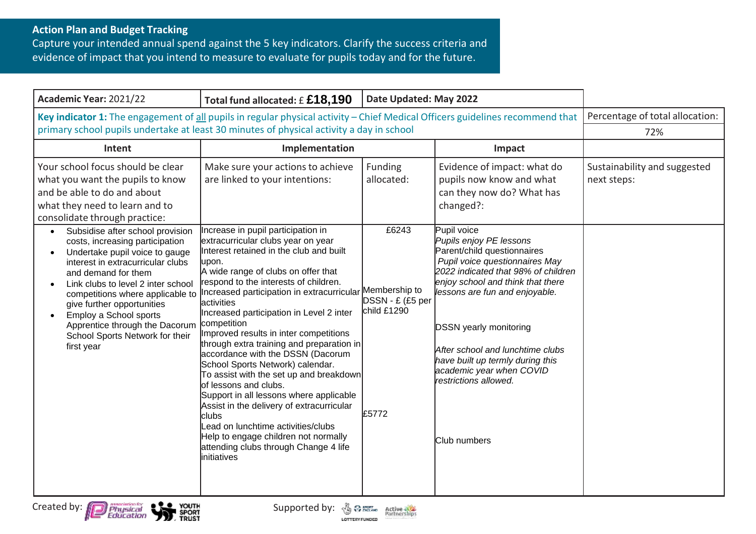## Action Plan and Budget Tracking

Capture your intended annual spend against the 5 key indicators. Clarify the success criteria and evidence of impact that you intend to measure to evaluate for pupils today and for the future.

| **Academic Year:** 2021/22 | **Total fund allocated:** £ **£18,190** | **Date Updated: May 2022** | | |
|---|---|---|---|---|
| **Key indicator 1:** The engagement of all pupils in regular physical activity – Chief Medical Officers guidelines recommend that primary school pupils undertake at least 30 minutes of physical activity a day in school | | | | Percentage of total allocation: 72% |
| **Intent** | **Implementation** | | **Impact** | |
| Your school focus should be clear what you want the pupils to know and be able to do and about what they need to learn and to consolidate through practice: | Make sure your actions to achieve are linked to your intentions: | Funding allocated: | Evidence of impact: what do pupils now know and what can they now do? What has changed?: | Sustainability and suggested next steps: |
| • Subsidise after school provision costs, increasing participation<br>• Undertake pupil voice to gauge interest in extracurricular clubs and demand for them<br>• Link clubs to level 2 inter school competitions where applicable to give further opportunities<br>• Employ a School sports Apprentice through the Dacorum School Sports Network for their first year | Increase in pupil participation in extracurricular clubs year on year<br>Interest retained in the club and built upon.<br>A wide range of clubs on offer that respond to the interests of children.<br>Increased participation in extracurricular activities<br>Increased participation in Level 2 inter competition<br>Improved results in inter competitions through extra training and preparation in accordance with the DSSN (Dacorum School Sports Network) calendar.<br>To assist with the set up and breakdown of lessons and clubs.<br>Support in all lessons where applicable<br>Assist in the delivery of extracurricular clubs<br>Lead on lunchtime activities/clubs<br>Help to engage children not normally attending clubs through Change 4 life initiatives | £6243<br><br>Membership to DSSN - £ (£5 per child £1290<br><br>£5772 | Pupil voice<br>*Pupils enjoy PE lessons*<br>Parent/child questionnaires<br>*Pupil voice questionnaires May 2022 indicated that 98% of children enjoy school and think that there lessons are fun and enjoyable.*<br><br>DSSN yearly monitoring<br><br>*After school and lunchtime clubs have built up termly during this academic year when COVID restrictions allowed.*<br><br>Club numbers | |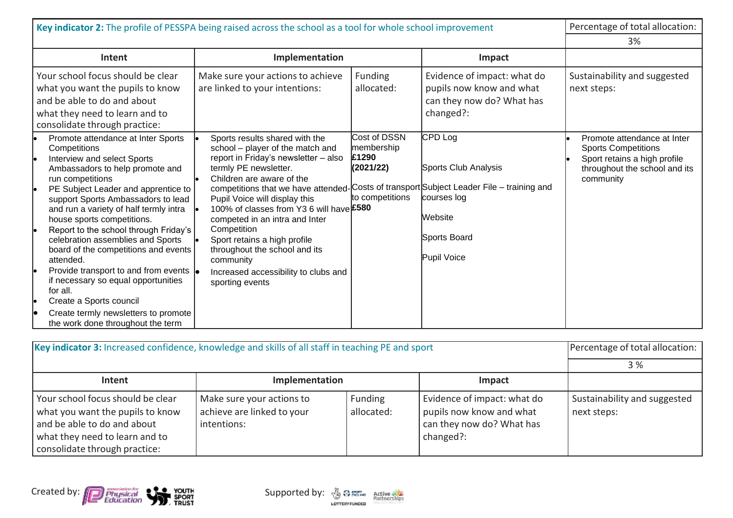| **Key indicator 2:** The profile of PESSPA being raised across the school as a tool for whole school improvement | | | | Percentage of total allocation: |
|---|---|---|---|---|
| | | | | 3% |
| **Intent** | **Implementation** | | **Impact** | |
| Your school focus should be clear what you want the pupils to know and be able to do and about what they need to learn and to consolidate through practice: | Make sure your actions to achieve are linked to your intentions: | Funding allocated: | Evidence of impact: what do pupils now know and what can they now do? What has changed?: | Sustainability and suggested next steps: |
| • Promote attendance at Inter Sports Competitions<br>• Interview and select Sports Ambassadors to help promote and run competitions<br>• PE Subject Leader and apprentice to support Sports Ambassadors to lead and run a variety of half termly intra house sports competitions.<br>• Report to the school through Friday's celebration assemblies and Sports board of the competitions and events attended.<br>• Provide transport to and from events if necessary so equal opportunities for all.<br>• Create a Sports council<br>• Create termly newsletters to promote the work done throughout the term | • Sports results shared with the school – player of the match and report in Friday's newsletter – also termly PE newsletter.<br>• Children are aware of the competitions that we have attended- Pupil Voice will display this<br>• 100% of classes from Y3 6 will have competed in an intra and Inter Competition<br>• Sport retains a high profile throughout the school and its community<br>• Increased accessibility to clubs and sporting events | Cost of DSSN membership **£1290 (2021/22)**<br><br>Costs of transport to competitions **£580** | CPD Log<br><br>Sports Club Analysis<br><br>Subject Leader File – training and courses log<br><br>Website<br><br>Sports Board<br><br>Pupil Voice | • Promote attendance at Inter Sports Competitions<br>• Sport retains a high profile throughout the school and its community |

| **Key indicator 3:** Increased confidence, knowledge and skills of all staff in teaching PE and sport | | | | Percentage of total allocation: |
|---|---|---|---|---|
| | | | | 3 % |
| **Intent** | **Implementation** | | **Impact** | |
| Your school focus should be clear what you want the pupils to know and be able to do and about what they need to learn and to consolidate through practice: | Make sure your actions to achieve are linked to your intentions: | Funding allocated: | Evidence of impact: what do pupils now know and what can they now do? What has changed?: | Sustainability and suggested next steps: |

Created by: Association for Physical Education, Youth Sport Trust

Supported by: Sport England (Lottery Funded), Active Partnerships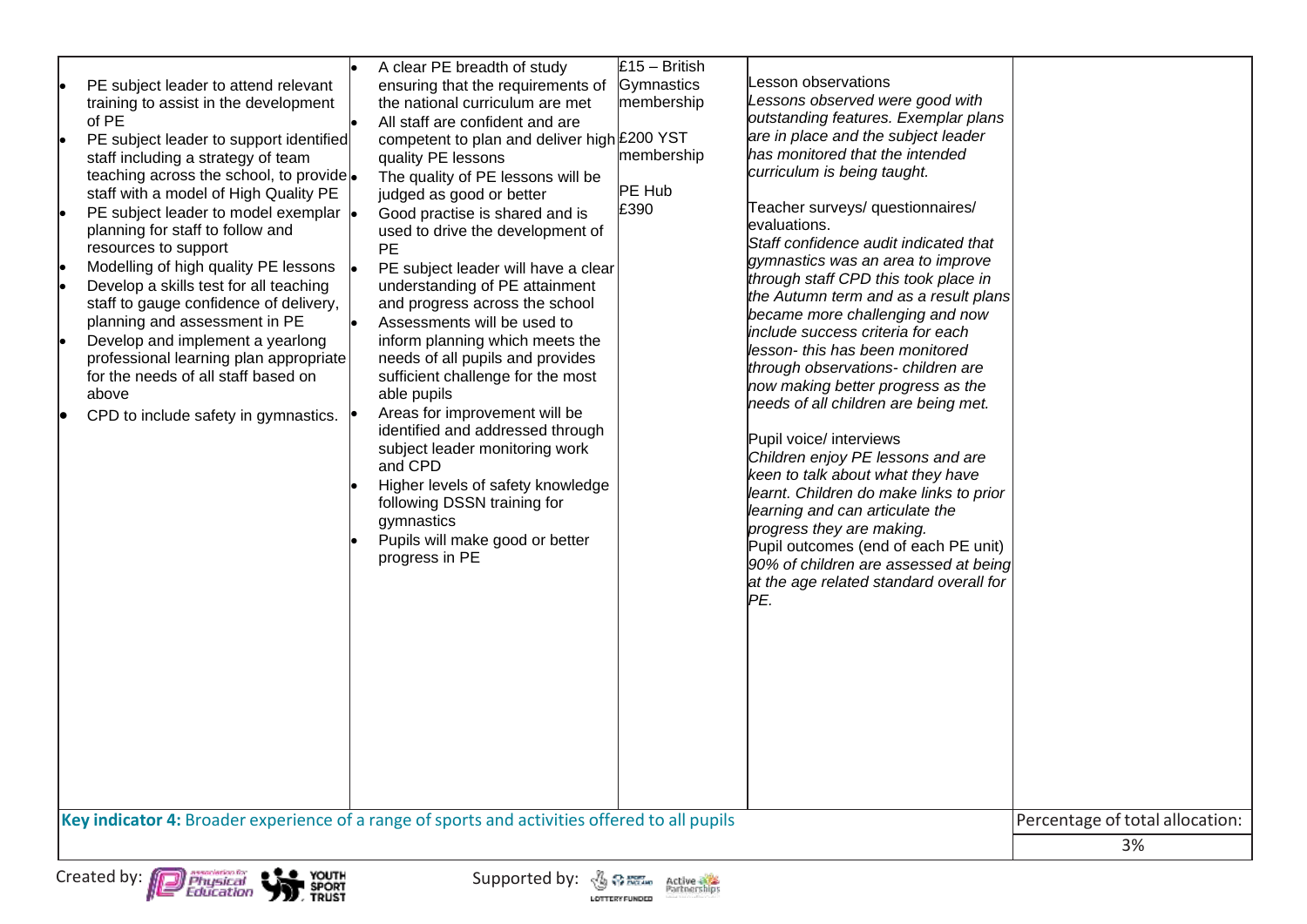| | | | | |
|---|---|---|---|---|
| • PE subject leader to attend relevant training to assist in the development of PE<br>• PE subject leader to support identified staff including a strategy of team teaching across the school, to provide staff with a model of High Quality PE<br>• PE subject leader to model exemplar planning for staff to follow and resources to support<br>• Modelling of high quality PE lessons<br>• Develop a skills test for all teaching staff to gauge confidence of delivery, planning and assessment in PE<br>• Develop and implement a yearlong professional learning plan appropriate for the needs of all staff based on above<br>• CPD to include safety in gymnastics. | • A clear PE breadth of study ensuring that the requirements of the national curriculum are met<br>• All staff are confident and are competent to plan and deliver high quality PE lessons<br>• The quality of PE lessons will be judged as good or better<br>• Good practise is shared and is used to drive the development of PE<br>• PE subject leader will have a clear understanding of PE attainment and progress across the school<br>• Assessments will be used to inform planning which meets the needs of all pupils and provides sufficient challenge for the most able pupils<br>• Areas for improvement will be identified and addressed through subject leader monitoring work and CPD<br>• Higher levels of safety knowledge following DSSN training for gymnastics<br>• Pupils will make good or better progress in PE | £15 – British Gymnastics membership<br><br>£200 YST membership<br><br>PE Hub £390 | Lesson observations<br>*Lessons observed were good with outstanding features. Exemplar plans are in place and the subject leader has monitored that the intended curriculum is being taught.*<br><br>Teacher surveys/ questionnaires/ evaluations.<br>*Staff confidence audit indicated that gymnastics was an area to improve through staff CPD this took place in the Autumn term and as a result plans became more challenging and now include success criteria for each lesson- this has been monitored through observations- children are now making better progress as the needs of all children are being met.*<br><br>Pupil voice/ interviews<br>*Children enjoy PE lessons and are keen to talk about what they have learnt. Children do make links to prior learning and can articulate the progress they are making.*<br>Pupil outcomes (end of each PE unit)<br>*90% of children are assessed at being at the age related standard overall for PE.* | |
| **Key indicator 4:** Broader experience of a range of sports and activities offered to all pupils | | | | Percentage of total allocation: |
| | | | | 3% |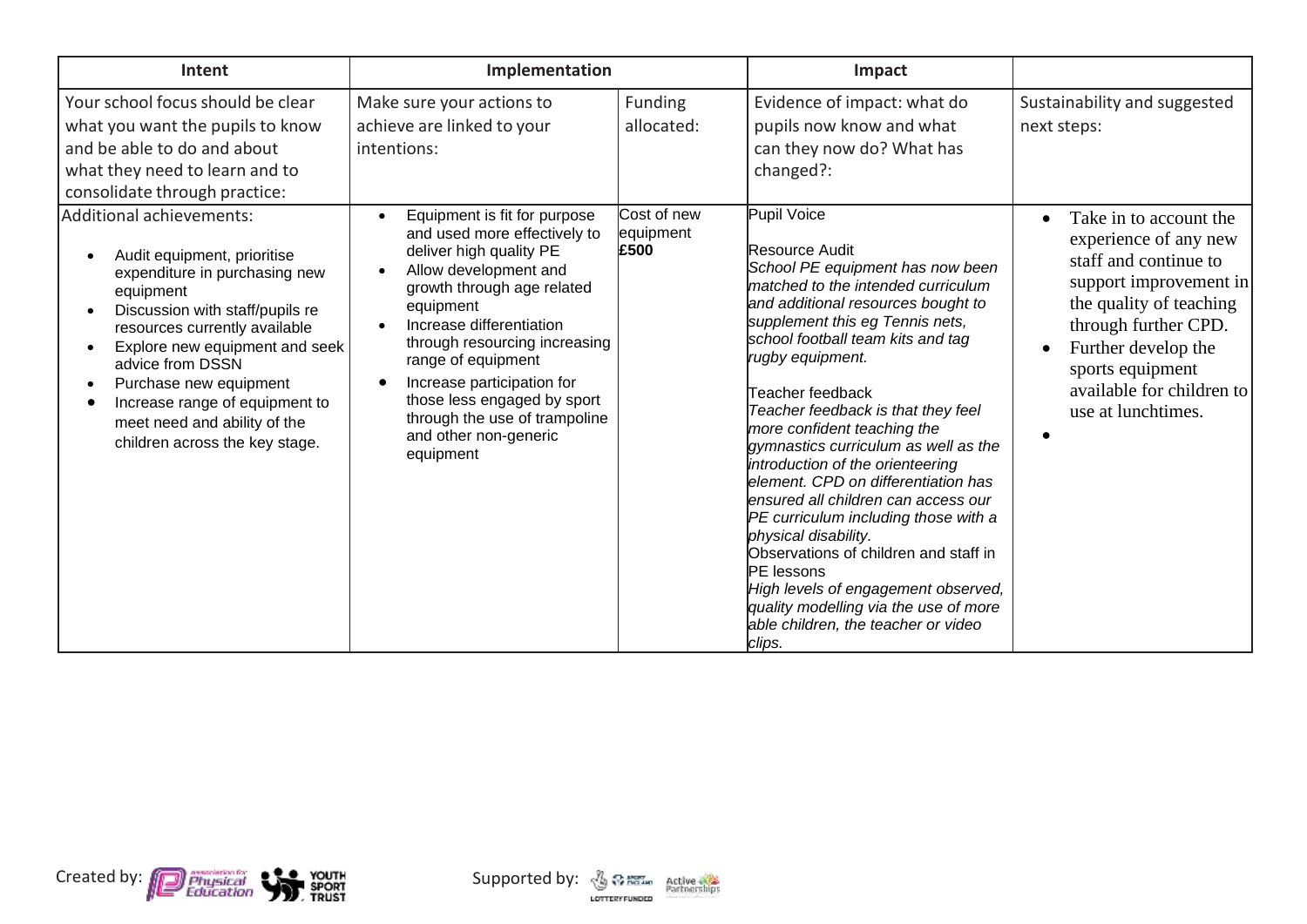| Intent | Implementation | | Impact | |
|---|---|---|---|---|
| Your school focus should be clear what you want the pupils to know and be able to do and about what they need to learn and to consolidate through practice: | Make sure your actions to achieve are linked to your intentions: | Funding allocated: | Evidence of impact: what do pupils now know and what can they now do? What has changed?: | Sustainability and suggested next steps: |
| Additional achievements:<br>• Audit equipment, prioritise expenditure in purchasing new equipment<br>• Discussion with staff/pupils re resources currently available<br>• Explore new equipment and seek advice from DSSN<br>• Purchase new equipment<br>• Increase range of equipment to meet need and ability of the children across the key stage. | • Equipment is fit for purpose and used more effectively to deliver high quality PE<br>• Allow development and growth through age related equipment<br>• Increase differentiation through resourcing increasing range of equipment<br>• Increase participation for those less engaged by sport through the use of trampoline and other non-generic equipment | Cost of new equipment **£500** | Pupil Voice<br><br>Resource Audit<br>*School PE equipment has now been matched to the intended curriculum and additional resources bought to supplement this eg Tennis nets, school football team kits and tag rugby equipment.*<br><br>Teacher feedback<br>*Teacher feedback is that they feel more confident teaching the gymnastics curriculum as well as the introduction of the orienteering element. CPD on differentiation has ensured all children can access our PE curriculum including those with a physical disability.*<br>Observations of children and staff in PE lessons<br>*High levels of engagement observed, quality modelling via the use of more able children, the teacher or video clips.* | • Take in to account the experience of any new staff and continue to support improvement in the quality of teaching through further CPD.<br>• Further develop the sports equipment available for children to use at lunchtimes.<br>• |

Created by: association for Physical Education, Youth Sport Trust

Supported by: Sport England Lottery Funded, Active Partnerships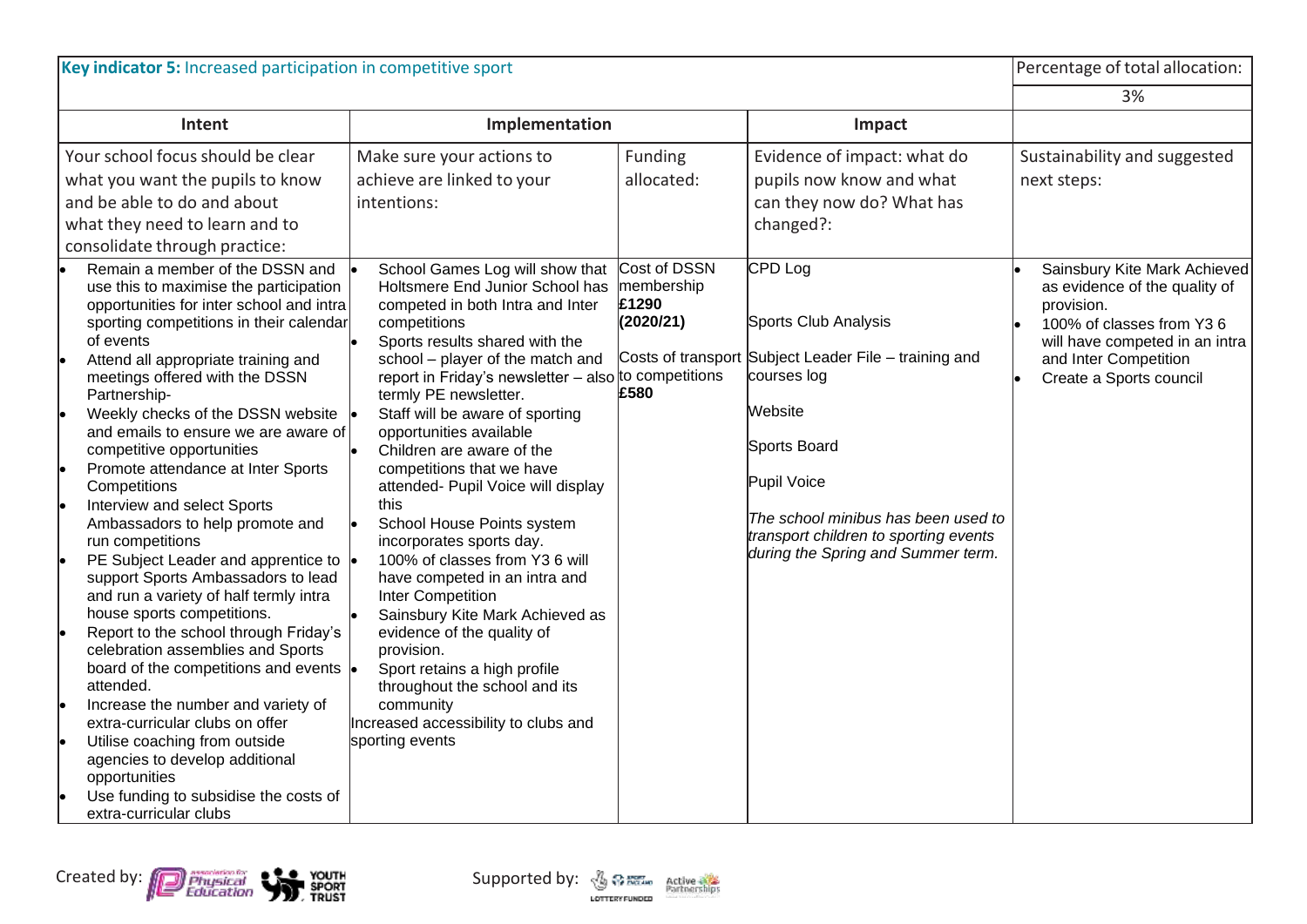| **Key indicator 5:** Increased participation in competitive sport | | | | Percentage of total allocation: |
|---|---|---|---|---|
| | | | | 3% |
| **Intent** | **Implementation** | | **Impact** | |
| Your school focus should be clear what you want the pupils to know and be able to do and about what they need to learn and to consolidate through practice: | Make sure your actions to achieve are linked to your intentions: | Funding allocated: | Evidence of impact: what do pupils now know and what can they now do? What has changed?: | Sustainability and suggested next steps: |
| • Remain a member of the DSSN and use this to maximise the participation opportunities for inter school and intra sporting competitions in their calendar of events<br>• Attend all appropriate training and meetings offered with the DSSN Partnership-<br>• Weekly checks of the DSSN website and emails to ensure we are aware of competitive opportunities<br>• Promote attendance at Inter Sports Competitions<br>• Interview and select Sports Ambassadors to help promote and run competitions<br>• PE Subject Leader and apprentice to support Sports Ambassadors to lead and run a variety of half termly intra house sports competitions.<br>• Report to the school through Friday's celebration assemblies and Sports board of the competitions and events attended.<br>• Increase the number and variety of extra-curricular clubs on offer<br>• Utilise coaching from outside agencies to develop additional opportunities<br>• Use funding to subsidise the costs of extra-curricular clubs | • School Games Log will show that Holtsmere End Junior School has competed in both Intra and Inter competitions<br>• Sports results shared with the school – player of the match and report in Friday's newsletter – also termly PE newsletter.<br>• Staff will be aware of sporting opportunities available<br>• Children are aware of the competitions that we have attended- Pupil Voice will display this<br>• School House Points system incorporates sports day.<br>• 100% of classes from Y3 6 will have competed in an intra and Inter Competition<br>• Sainsbury Kite Mark Achieved as evidence of the quality of provision.<br>• Sport retains a high profile throughout the school and its community<br>Increased accessibility to clubs and sporting events | Cost of DSSN membership **£1290 (2020/21)**<br><br>Costs of transport to competitions **£580** | CPD Log<br><br>Sports Club Analysis<br><br>Subject Leader File – training and courses log<br><br>Website<br><br>Sports Board<br><br>Pupil Voice<br><br>*The school minibus has been used to transport children to sporting events during the Spring and Summer term.* | • Sainsbury Kite Mark Achieved as evidence of the quality of provision.<br>• 100% of classes from Y3 6 will have competed in an intra and Inter Competition<br>• Create a Sports council |

Created by: Association for Physical Education, Youth Sport Trust

Supported by: Sport England, Lottery Funded, Active Partnerships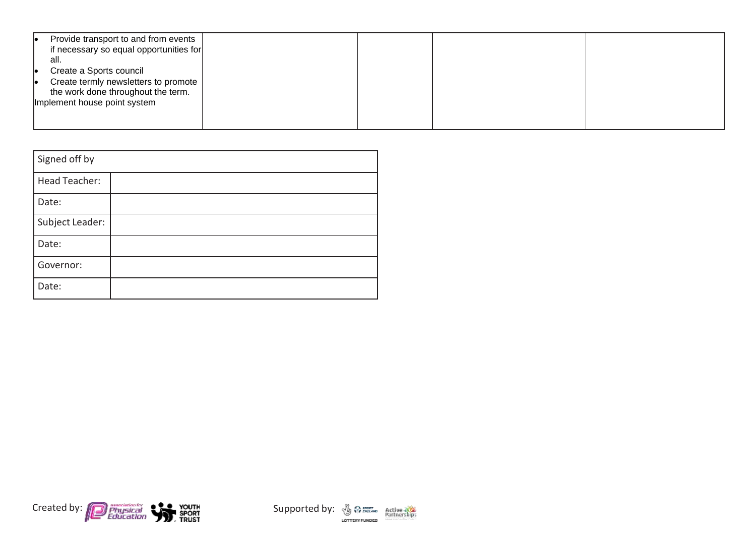| | | | | |
|---|---|---|---|---|
| • Provide transport to and from events if necessary so equal opportunities for all.<br>• Create a Sports council<br>• Create termly newsletters to promote the work done throughout the term.<br>Implement house point system | | | | |

| Signed off by | |
|---|---|
| Head Teacher: | |
| Date: | |
| Subject Leader: | |
| Date: | |
| Governor: | |
| Date: | |

Created by: association for Physical Education, Youth Sport Trust

Supported by: Sport England, Lottery Funded, Active Partnerships